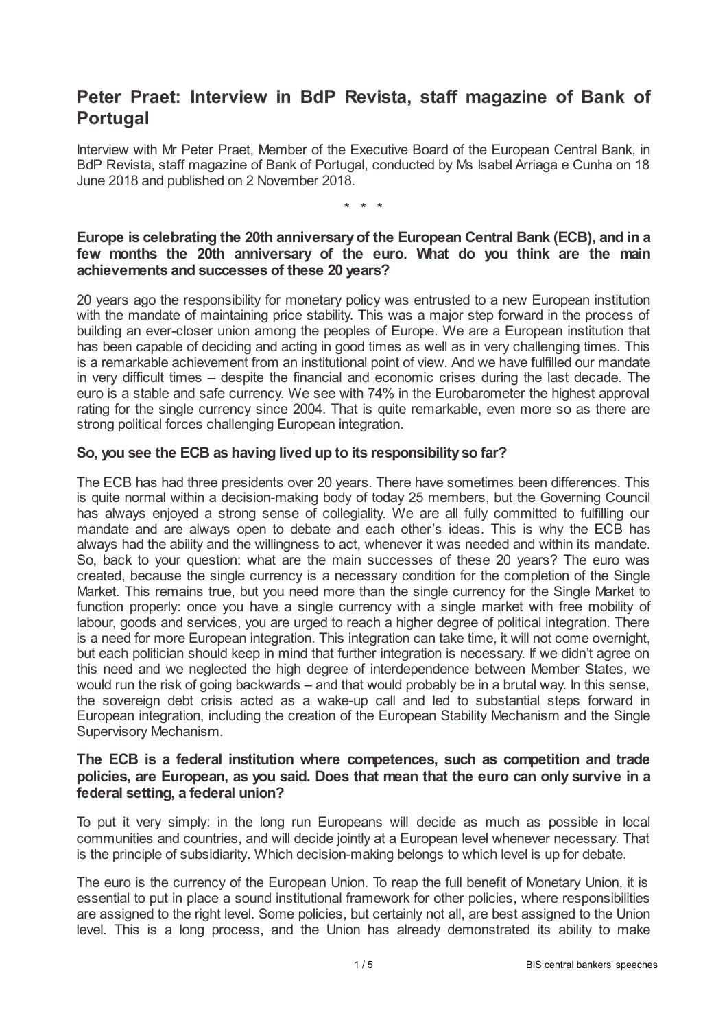# Peter Praet: Interview in BdP Revista, staff magazine of Bank of Portugal

Interview with Mr Peter Praet, Member of the Executive Board of the European Central Bank, in BdP Revista, staff magazine of Bank of Portugal, conducted by Ms Isabel Arriaga e Cunha on 18 June 2018 and published on 2 November 2018.

\* \* \*

**Europe is celebrating the 20th anniversary of the European Central Bank (ECB), and in a few months the 20th anniversary of the euro. What do you think are the main achievements and successes of these 20 years?**

20 years ago the responsibility for monetary policy was entrusted to a new European institution with the mandate of maintaining price stability. This was a major step forward in the process of building an ever-closer union among the peoples of Europe. We are a European institution that has been capable of deciding and acting in good times as well as in very challenging times. This is a remarkable achievement from an institutional point of view. And we have fulfilled our mandate in very difficult times – despite the financial and economic crises during the last decade. The euro is a stable and safe currency. We see with 74% in the Eurobarometer the highest approval rating for the single currency since 2004. That is quite remarkable, even more so as there are strong political forces challenging European integration.

**So, you see the ECB as having lived up to its responsibility so far?**

The ECB has had three presidents over 20 years. There have sometimes been differences. This is quite normal within a decision-making body of today 25 members, but the Governing Council has always enjoyed a strong sense of collegiality. We are all fully committed to fulfilling our mandate and are always open to debate and each other's ideas. This is why the ECB has always had the ability and the willingness to act, whenever it was needed and within its mandate. So, back to your question: what are the main successes of these 20 years? The euro was created, because the single currency is a necessary condition for the completion of the Single Market. This remains true, but you need more than the single currency for the Single Market to function properly: once you have a single currency with a single market with free mobility of labour, goods and services, you are urged to reach a higher degree of political integration. There is a need for more European integration. This integration can take time, it will not come overnight, but each politician should keep in mind that further integration is necessary. If we didn't agree on this need and we neglected the high degree of interdependence between Member States, we would run the risk of going backwards – and that would probably be in a brutal way. In this sense, the sovereign debt crisis acted as a wake-up call and led to substantial steps forward in European integration, including the creation of the European Stability Mechanism and the Single Supervisory Mechanism.

**The ECB is a federal institution where competences, such as competition and trade policies, are European, as you said. Does that mean that the euro can only survive in a federal setting, a federal union?**

To put it very simply: in the long run Europeans will decide as much as possible in local communities and countries, and will decide jointly at a European level whenever necessary. That is the principle of subsidiarity. Which decision-making belongs to which level is up for debate.

The euro is the currency of the European Union. To reap the full benefit of Monetary Union, it is essential to put in place a sound institutional framework for other policies, where responsibilities are assigned to the right level. Some policies, but certainly not all, are best assigned to the Union level. This is a long process, and the Union has already demonstrated its ability to make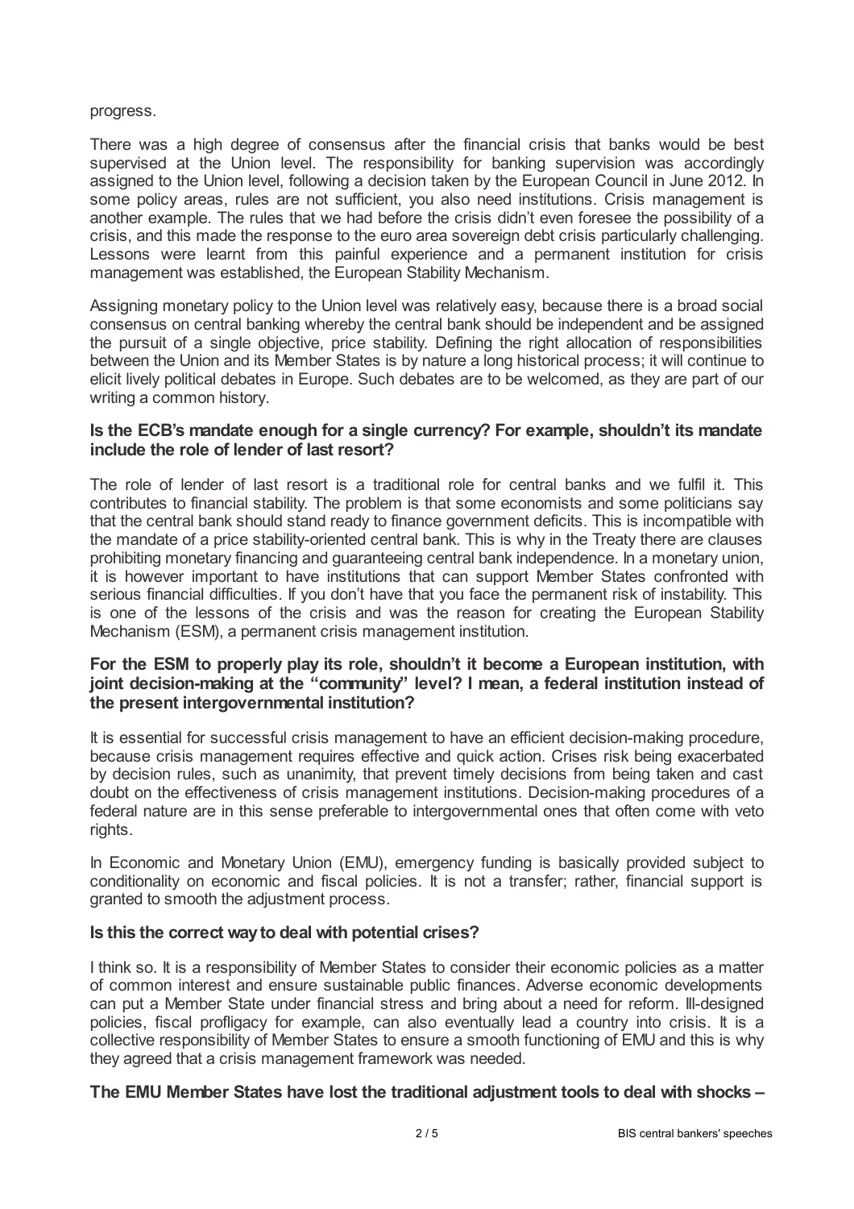progress.

There was a high degree of consensus after the financial crisis that banks would be best supervised at the Union level. The responsibility for banking supervision was accordingly assigned to the Union level, following a decision taken by the European Council in June 2012. In some policy areas, rules are not sufficient, you also need institutions. Crisis management is another example. The rules that we had before the crisis didn't even foresee the possibility of a crisis, and this made the response to the euro area sovereign debt crisis particularly challenging. Lessons were learnt from this painful experience and a permanent institution for crisis management was established, the European Stability Mechanism.

Assigning monetary policy to the Union level was relatively easy, because there is a broad social consensus on central banking whereby the central bank should be independent and be assigned the pursuit of a single objective, price stability. Defining the right allocation of responsibilities between the Union and its Member States is by nature a long historical process; it will continue to elicit lively political debates in Europe. Such debates are to be welcomed, as they are part of our writing a common history.

**Is the ECB's mandate enough for a single currency? For example, shouldn't its mandate include the role of lender of last resort?**

The role of lender of last resort is a traditional role for central banks and we fulfil it. This contributes to financial stability. The problem is that some economists and some politicians say that the central bank should stand ready to finance government deficits. This is incompatible with the mandate of a price stability-oriented central bank. This is why in the Treaty there are clauses prohibiting monetary financing and guaranteeing central bank independence. In a monetary union, it is however important to have institutions that can support Member States confronted with serious financial difficulties. If you don't have that you face the permanent risk of instability. This is one of the lessons of the crisis and was the reason for creating the European Stability Mechanism (ESM), a permanent crisis management institution.

**For the ESM to properly play its role, shouldn't it become a European institution, with joint decision-making at the "community" level? I mean, a federal institution instead of the present intergovernmental institution?**

It is essential for successful crisis management to have an efficient decision-making procedure, because crisis management requires effective and quick action. Crises risk being exacerbated by decision rules, such as unanimity, that prevent timely decisions from being taken and cast doubt on the effectiveness of crisis management institutions. Decision-making procedures of a federal nature are in this sense preferable to intergovernmental ones that often come with veto rights.

In Economic and Monetary Union (EMU), emergency funding is basically provided subject to conditionality on economic and fiscal policies. It is not a transfer; rather, financial support is granted to smooth the adjustment process.

**Is this the correct way to deal with potential crises?**

I think so. It is a responsibility of Member States to consider their economic policies as a matter of common interest and ensure sustainable public finances. Adverse economic developments can put a Member State under financial stress and bring about a need for reform. Ill-designed policies, fiscal profligacy for example, can also eventually lead a country into crisis. It is a collective responsibility of Member States to ensure a smooth functioning of EMU and this is why they agreed that a crisis management framework was needed.

**The EMU Member States have lost the traditional adjustment tools to deal with shocks –**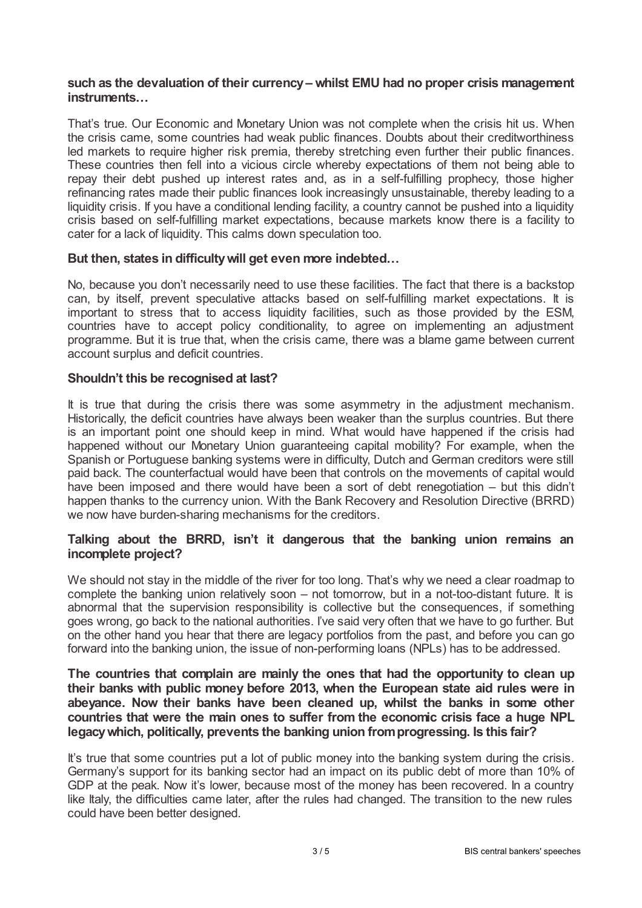**such as the devaluation of their currency – whilst EMU had no proper crisis management instruments…**

That's true. Our Economic and Monetary Union was not complete when the crisis hit us. When the crisis came, some countries had weak public finances. Doubts about their creditworthiness led markets to require higher risk premia, thereby stretching even further their public finances. These countries then fell into a vicious circle whereby expectations of them not being able to repay their debt pushed up interest rates and, as in a self-fulfilling prophecy, those higher refinancing rates made their public finances look increasingly unsustainable, thereby leading to a liquidity crisis. If you have a conditional lending facility, a country cannot be pushed into a liquidity crisis based on self-fulfilling market expectations, because markets know there is a facility to cater for a lack of liquidity. This calms down speculation too.

**But then, states in difficulty will get even more indebted…**

No, because you don't necessarily need to use these facilities. The fact that there is a backstop can, by itself, prevent speculative attacks based on self-fulfilling market expectations. It is important to stress that to access liquidity facilities, such as those provided by the ESM, countries have to accept policy conditionality, to agree on implementing an adjustment programme. But it is true that, when the crisis came, there was a blame game between current account surplus and deficit countries.

**Shouldn't this be recognised at last?**

It is true that during the crisis there was some asymmetry in the adjustment mechanism. Historically, the deficit countries have always been weaker than the surplus countries. But there is an important point one should keep in mind. What would have happened if the crisis had happened without our Monetary Union guaranteeing capital mobility? For example, when the Spanish or Portuguese banking systems were in difficulty, Dutch and German creditors were still paid back. The counterfactual would have been that controls on the movements of capital would have been imposed and there would have been a sort of debt renegotiation – but this didn't happen thanks to the currency union. With the Bank Recovery and Resolution Directive (BRRD) we now have burden-sharing mechanisms for the creditors.

**Talking about the BRRD, isn't it dangerous that the banking union remains an incomplete project?**

We should not stay in the middle of the river for too long. That's why we need a clear roadmap to complete the banking union relatively soon – not tomorrow, but in a not-too-distant future. It is abnormal that the supervision responsibility is collective but the consequences, if something goes wrong, go back to the national authorities. I've said very often that we have to go further. But on the other hand you hear that there are legacy portfolios from the past, and before you can go forward into the banking union, the issue of non-performing loans (NPLs) has to be addressed.

**The countries that complain are mainly the ones that had the opportunity to clean up their banks with public money before 2013, when the European state aid rules were in abeyance. Now their banks have been cleaned up, whilst the banks in some other countries that were the main ones to suffer from the economic crisis face a huge NPL legacy which, politically, prevents the banking union from progressing. Is this fair?**

It's true that some countries put a lot of public money into the banking system during the crisis. Germany's support for its banking sector had an impact on its public debt of more than 10% of GDP at the peak. Now it's lower, because most of the money has been recovered. In a country like Italy, the difficulties came later, after the rules had changed. The transition to the new rules could have been better designed.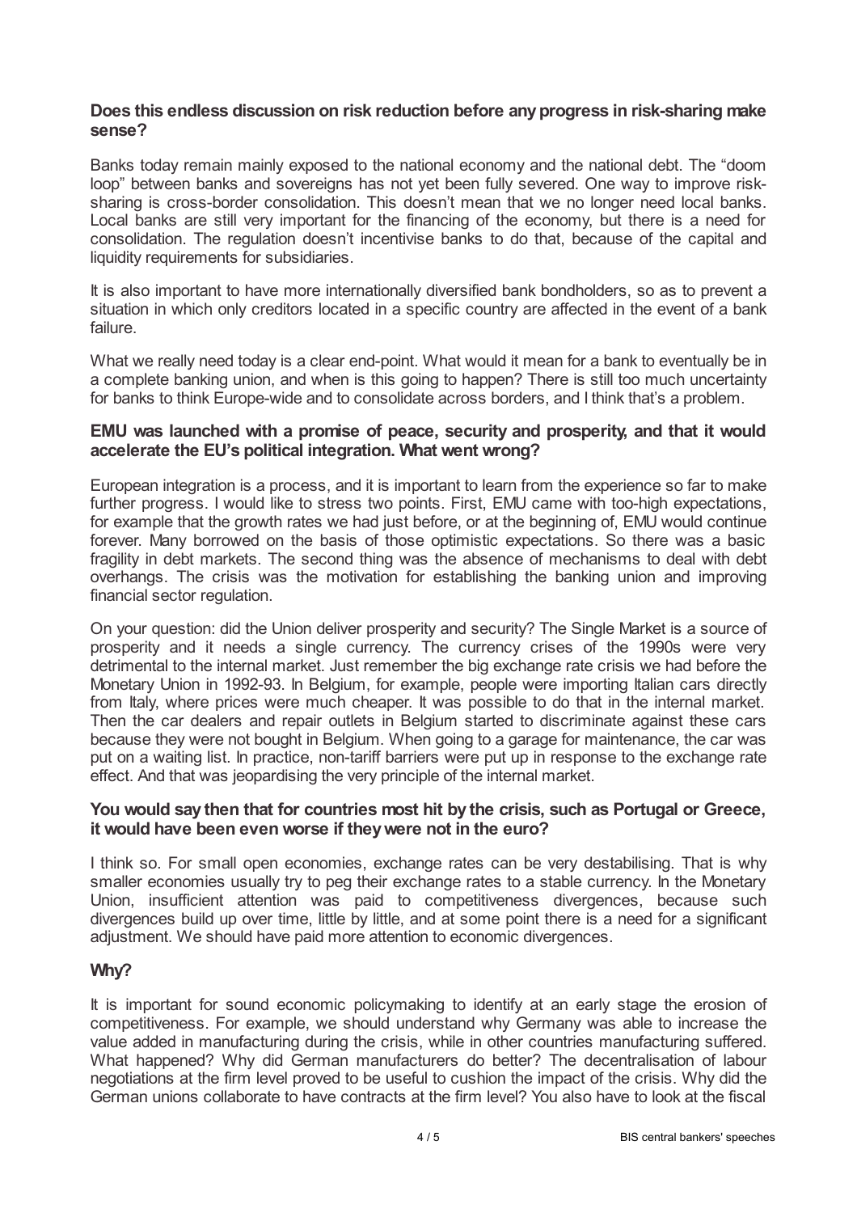**Does this endless discussion on risk reduction before any progress in risk-sharing make sense?**

Banks today remain mainly exposed to the national economy and the national debt. The "doom loop" between banks and sovereigns has not yet been fully severed. One way to improve risk-sharing is cross-border consolidation. This doesn't mean that we no longer need local banks. Local banks are still very important for the financing of the economy, but there is a need for consolidation. The regulation doesn't incentivise banks to do that, because of the capital and liquidity requirements for subsidiaries.

It is also important to have more internationally diversified bank bondholders, so as to prevent a situation in which only creditors located in a specific country are affected in the event of a bank failure.

What we really need today is a clear end-point. What would it mean for a bank to eventually be in a complete banking union, and when is this going to happen? There is still too much uncertainty for banks to think Europe-wide and to consolidate across borders, and I think that's a problem.

**EMU was launched with a promise of peace, security and prosperity, and that it would accelerate the EU's political integration. What went wrong?**

European integration is a process, and it is important to learn from the experience so far to make further progress. I would like to stress two points. First, EMU came with too-high expectations, for example that the growth rates we had just before, or at the beginning of, EMU would continue forever. Many borrowed on the basis of those optimistic expectations. So there was a basic fragility in debt markets. The second thing was the absence of mechanisms to deal with debt overhangs. The crisis was the motivation for establishing the banking union and improving financial sector regulation.

On your question: did the Union deliver prosperity and security? The Single Market is a source of prosperity and it needs a single currency. The currency crises of the 1990s were very detrimental to the internal market. Just remember the big exchange rate crisis we had before the Monetary Union in 1992-93. In Belgium, for example, people were importing Italian cars directly from Italy, where prices were much cheaper. It was possible to do that in the internal market. Then the car dealers and repair outlets in Belgium started to discriminate against these cars because they were not bought in Belgium. When going to a garage for maintenance, the car was put on a waiting list. In practice, non-tariff barriers were put up in response to the exchange rate effect. And that was jeopardising the very principle of the internal market.

**You would say then that for countries most hit by the crisis, such as Portugal or Greece, it would have been even worse if they were not in the euro?**

I think so. For small open economies, exchange rates can be very destabilising. That is why smaller economies usually try to peg their exchange rates to a stable currency. In the Monetary Union, insufficient attention was paid to competitiveness divergences, because such divergences build up over time, little by little, and at some point there is a need for a significant adjustment. We should have paid more attention to economic divergences.

**Why?**

It is important for sound economic policymaking to identify at an early stage the erosion of competitiveness. For example, we should understand why Germany was able to increase the value added in manufacturing during the crisis, while in other countries manufacturing suffered. What happened? Why did German manufacturers do better? The decentralisation of labour negotiations at the firm level proved to be useful to cushion the impact of the crisis. Why did the German unions collaborate to have contracts at the firm level? You also have to look at the fiscal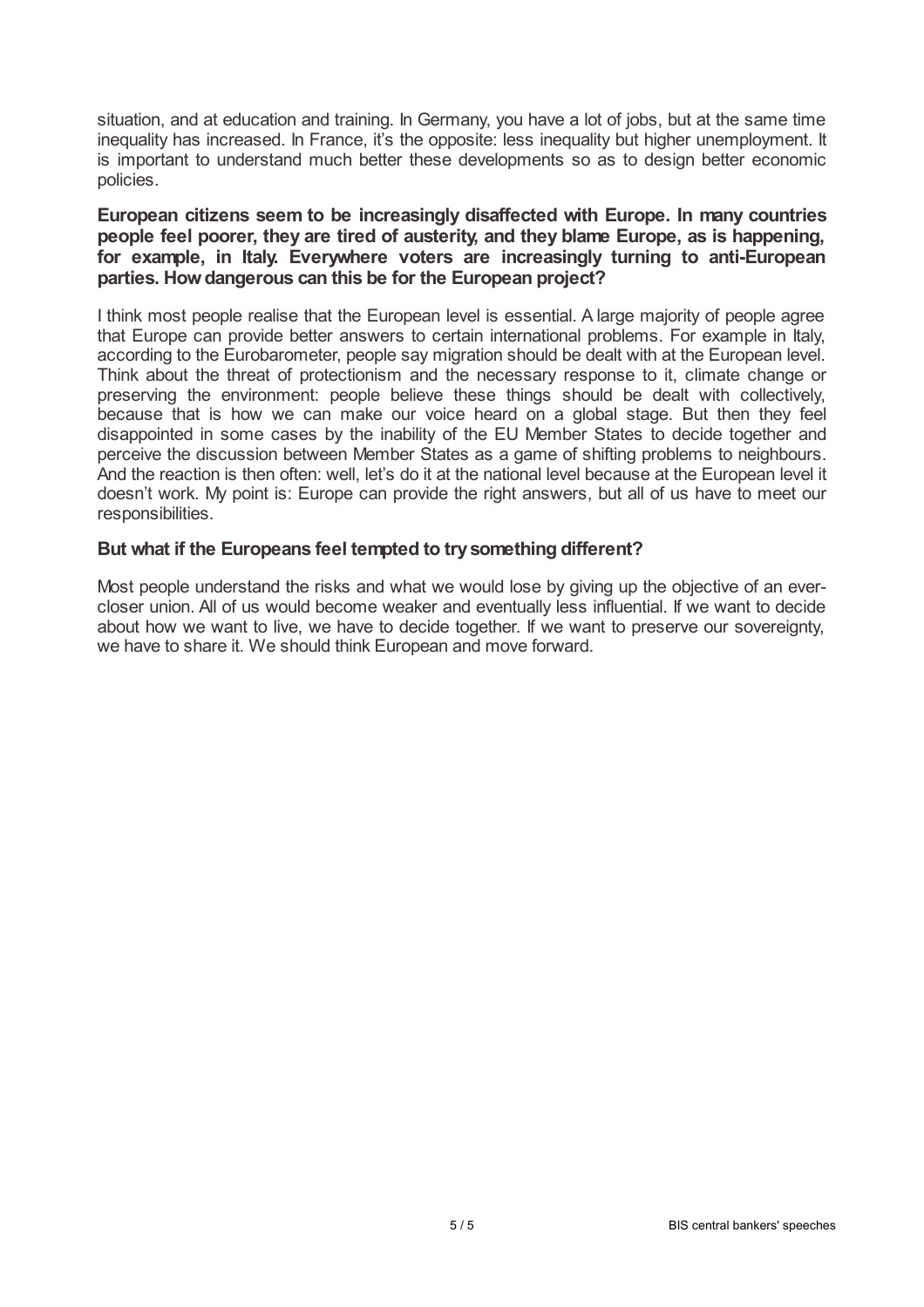situation, and at education and training. In Germany, you have a lot of jobs, but at the same time inequality has increased. In France, it's the opposite: less inequality but higher unemployment. It is important to understand much better these developments so as to design better economic policies.

**European citizens seem to be increasingly disaffected with Europe. In many countries people feel poorer, they are tired of austerity, and they blame Europe, as is happening, for example, in Italy. Everywhere voters are increasingly turning to anti-European parties. How dangerous can this be for the European project?**

I think most people realise that the European level is essential. A large majority of people agree that Europe can provide better answers to certain international problems. For example in Italy, according to the Eurobarometer, people say migration should be dealt with at the European level. Think about the threat of protectionism and the necessary response to it, climate change or preserving the environment: people believe these things should be dealt with collectively, because that is how we can make our voice heard on a global stage. But then they feel disappointed in some cases by the inability of the EU Member States to decide together and perceive the discussion between Member States as a game of shifting problems to neighbours. And the reaction is then often: well, let's do it at the national level because at the European level it doesn't work. My point is: Europe can provide the right answers, but all of us have to meet our responsibilities.

**But what if the Europeans feel tempted to try something different?**

Most people understand the risks and what we would lose by giving up the objective of an ever-closer union. All of us would become weaker and eventually less influential. If we want to decide about how we want to live, we have to decide together. If we want to preserve our sovereignty, we have to share it. We should think European and move forward.